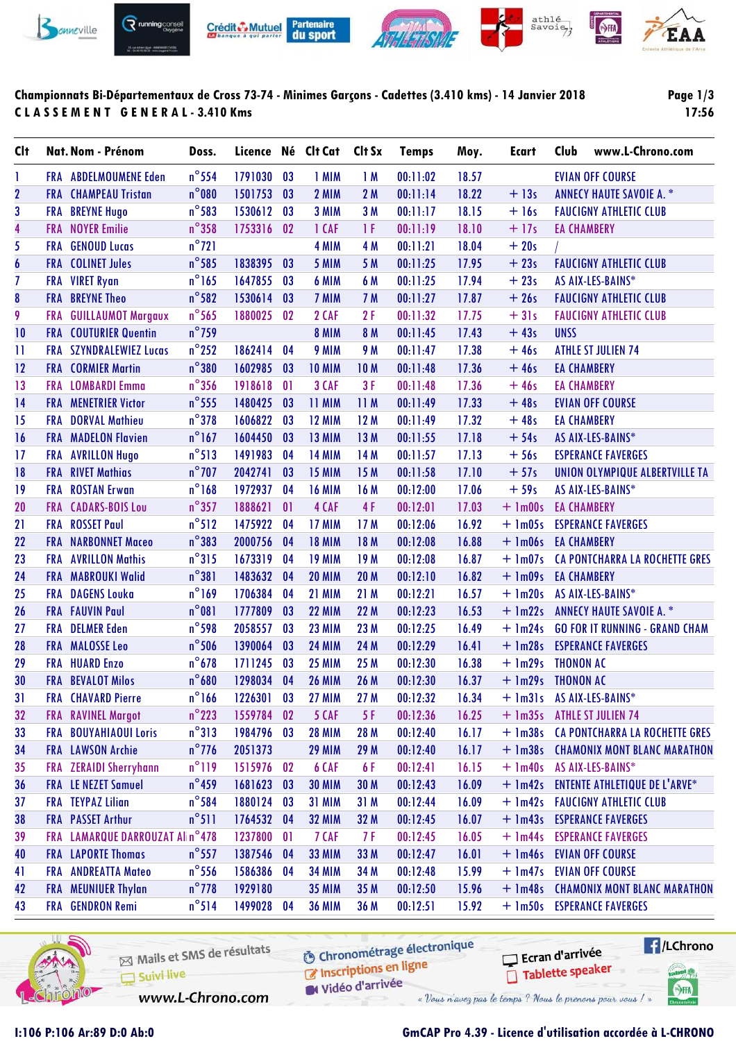**Championnats Bi-Départementaux de Cross 73-74 - Minimes Garçons - Cadettes (3.410 kms) - 14 Janvier 2018**

**C L A S S E M E N T   G E N E R A L - 3.410 Kms**

| Clt | Nat. | Nom - Prénom | Doss. | Licence | Né | Clt Cat | Clt Sx | Temps | Moy. | Ecart | Club |
|---|---|---|---|---|---|---|---|---|---|---|---|
| 1 | FRA | ABDELMOUMENE Eden | n°554 | 1791030 | 03 | 1 MIM | 1 M | 00:11:02 | 18.57 | | EVIAN OFF COURSE |
| 2 | FRA | CHAMPEAU Tristan | n°080 | 1501753 | 03 | 2 MIM | 2 M | 00:11:14 | 18.22 | + 13s | ANNECY HAUTE SAVOIE A. * |
| 3 | FRA | BREYNE Hugo | n°583 | 1530612 | 03 | 3 MIM | 3 M | 00:11:17 | 18.15 | + 16s | FAUCIGNY ATHLETIC CLUB |
| 4 | FRA | NOYER Emilie | n°358 | 1753316 | 02 | 1 CAF | 1 F | 00:11:19 | 18.10 | + 17s | EA CHAMBERY |
| 5 | FRA | GENOUD Lucas | n°721 | | | 4 MIM | 4 M | 00:11:21 | 18.04 | + 20s | / |
| 6 | FRA | COLINET Jules | n°585 | 1838395 | 03 | 5 MIM | 5 M | 00:11:25 | 17.95 | + 23s | FAUCIGNY ATHLETIC CLUB |
| 7 | FRA | VIRET Ryan | n°165 | 1647855 | 03 | 6 MIM | 6 M | 00:11:25 | 17.94 | + 23s | AS AIX-LES-BAINS* |
| 8 | FRA | BREYNE Theo | n°582 | 1530614 | 03 | 7 MIM | 7 M | 00:11:27 | 17.87 | + 26s | FAUCIGNY ATHLETIC CLUB |
| 9 | FRA | GUILLAUMOT Margaux | n°565 | 1880025 | 02 | 2 CAF | 2 F | 00:11:32 | 17.75 | + 31s | FAUCIGNY ATHLETIC CLUB |
| 10 | FRA | COUTURIER Quentin | n°759 | | | 8 MIM | 8 M | 00:11:45 | 17.43 | + 43s | UNSS |
| 11 | FRA | SZYNDRALEWIEZ Lucas | n°252 | 1862414 | 04 | 9 MIM | 9 M | 00:11:47 | 17.38 | + 46s | ATHLE ST JULIEN 74 |
| 12 | FRA | CORMIER Martin | n°380 | 1602985 | 03 | 10 MIM | 10 M | 00:11:48 | 17.36 | + 46s | EA CHAMBERY |
| 13 | FRA | LOMBARDI Emma | n°356 | 1918618 | 01 | 3 CAF | 3 F | 00:11:48 | 17.36 | + 46s | EA CHAMBERY |
| 14 | FRA | MENETRIER Victor | n°555 | 1480425 | 03 | 11 MIM | 11 M | 00:11:49 | 17.33 | + 48s | EVIAN OFF COURSE |
| 15 | FRA | DORVAL Mathieu | n°378 | 1606822 | 03 | 12 MIM | 12 M | 00:11:49 | 17.32 | + 48s | EA CHAMBERY |
| 16 | FRA | MADELON Flavien | n°167 | 1604450 | 03 | 13 MIM | 13 M | 00:11:55 | 17.18 | + 54s | AS AIX-LES-BAINS* |
| 17 | FRA | AVRILLON Hugo | n°513 | 1491983 | 04 | 14 MIM | 14 M | 00:11:57 | 17.13 | + 56s | ESPERANCE FAVERGES |
| 18 | FRA | RIVET Mathias | n°707 | 2042741 | 03 | 15 MIM | 15 M | 00:11:58 | 17.10 | + 57s | UNION OLYMPIQUE ALBERTVILLE TA |
| 19 | FRA | ROSTAN Erwan | n°168 | 1972937 | 04 | 16 MIM | 16 M | 00:12:00 | 17.06 | + 59s | AS AIX-LES-BAINS* |
| 20 | FRA | CADARS-BOIS Lou | n°357 | 1888621 | 01 | 4 CAF | 4 F | 00:12:01 | 17.03 | + 1m00s | EA CHAMBERY |
| 21 | FRA | ROSSET Paul | n°512 | 1475922 | 04 | 17 MIM | 17 M | 00:12:06 | 16.92 | + 1m05s | ESPERANCE FAVERGES |
| 22 | FRA | NARBONNET Maceo | n°383 | 2000756 | 04 | 18 MIM | 18 M | 00:12:08 | 16.88 | + 1m06s | EA CHAMBERY |
| 23 | FRA | AVRILLON Mathis | n°315 | 1673319 | 04 | 19 MIM | 19 M | 00:12:08 | 16.87 | + 1m07s | CA PONTCHARRA LA ROCHETTE GRES |
| 24 | FRA | MABROUKI Walid | n°381 | 1483632 | 04 | 20 MIM | 20 M | 00:12:10 | 16.82 | + 1m09s | EA CHAMBERY |
| 25 | FRA | DAGENS Louka | n°169 | 1706384 | 04 | 21 MIM | 21 M | 00:12:21 | 16.57 | + 1m20s | AS AIX-LES-BAINS* |
| 26 | FRA | FAUVIN Paul | n°081 | 1777809 | 03 | 22 MIM | 22 M | 00:12:23 | 16.53 | + 1m22s | ANNECY HAUTE SAVOIE A. * |
| 27 | FRA | DELMER Eden | n°598 | 2058557 | 03 | 23 MIM | 23 M | 00:12:25 | 16.49 | + 1m24s | GO FOR IT RUNNING - GRAND CHAM |
| 28 | FRA | MALOSSE Leo | n°506 | 1390064 | 03 | 24 MIM | 24 M | 00:12:29 | 16.41 | + 1m28s | ESPERANCE FAVERGES |
| 29 | FRA | HUARD Enzo | n°678 | 1711245 | 03 | 25 MIM | 25 M | 00:12:30 | 16.38 | + 1m29s | THONON AC |
| 30 | FRA | BEVALOT Milos | n°680 | 1298034 | 04 | 26 MIM | 26 M | 00:12:30 | 16.37 | + 1m29s | THONON AC |
| 31 | FRA | CHAVARD Pierre | n°166 | 1226301 | 03 | 27 MIM | 27 M | 00:12:32 | 16.34 | + 1m31s | AS AIX-LES-BAINS* |
| 32 | FRA | RAVINEL Margot | n°223 | 1559784 | 02 | 5 CAF | 5 F | 00:12:36 | 16.25 | + 1m35s | ATHLE ST JULIEN 74 |
| 33 | FRA | BOUYAHIAOUI Loris | n°313 | 1984796 | 03 | 28 MIM | 28 M | 00:12:40 | 16.17 | + 1m38s | CA PONTCHARRA LA ROCHETTE GRES |
| 34 | FRA | LAWSON Archie | n°776 | 2051373 | | 29 MIM | 29 M | 00:12:40 | 16.17 | + 1m38s | CHAMONIX MONT BLANC MARATHON |
| 35 | FRA | ZERAIDI Sherryhann | n°119 | 1515976 | 02 | 6 CAF | 6 F | 00:12:41 | 16.15 | + 1m40s | AS AIX-LES-BAINS* |
| 36 | FRA | LE NEZET Samuel | n°459 | 1681623 | 03 | 30 MIM | 30 M | 00:12:43 | 16.09 | + 1m42s | ENTENTE ATHLETIQUE DE L'ARVE* |
| 37 | FRA | TEYPAZ Lilian | n°584 | 1880124 | 03 | 31 MIM | 31 M | 00:12:44 | 16.09 | + 1m42s | FAUCIGNY ATHLETIC CLUB |
| 38 | FRA | PASSET Arthur | n°511 | 1764532 | 04 | 32 MIM | 32 M | 00:12:45 | 16.07 | + 1m43s | ESPERANCE FAVERGES |
| 39 | FRA | LAMARQUE DARROUZAT Al | n°478 | 1237800 | 01 | 7 CAF | 7 F | 00:12:45 | 16.05 | + 1m44s | ESPERANCE FAVERGES |
| 40 | FRA | LAPORTE Thomas | n°557 | 1387546 | 04 | 33 MIM | 33 M | 00:12:47 | 16.01 | + 1m46s | EVIAN OFF COURSE |
| 41 | FRA | ANDREATTA Mateo | n°556 | 1586386 | 04 | 34 MIM | 34 M | 00:12:48 | 15.99 | + 1m47s | EVIAN OFF COURSE |
| 42 | FRA | MEUNIUER Thylan | n°778 | 1929180 | | 35 MIM | 35 M | 00:12:50 | 15.96 | + 1m48s | CHAMONIX MONT BLANC MARATHON |
| 43 | FRA | GENDRON Remi | n°514 | 1499028 | 04 | 36 MIM | 36 M | 00:12:51 | 15.92 | + 1m50s | ESPERANCE FAVERGES |

I:106 P:106 Ar:89 D:0 Ab:0

GmCAP Pro 4.39 - Licence d'utilisation accordée à L-CHRONO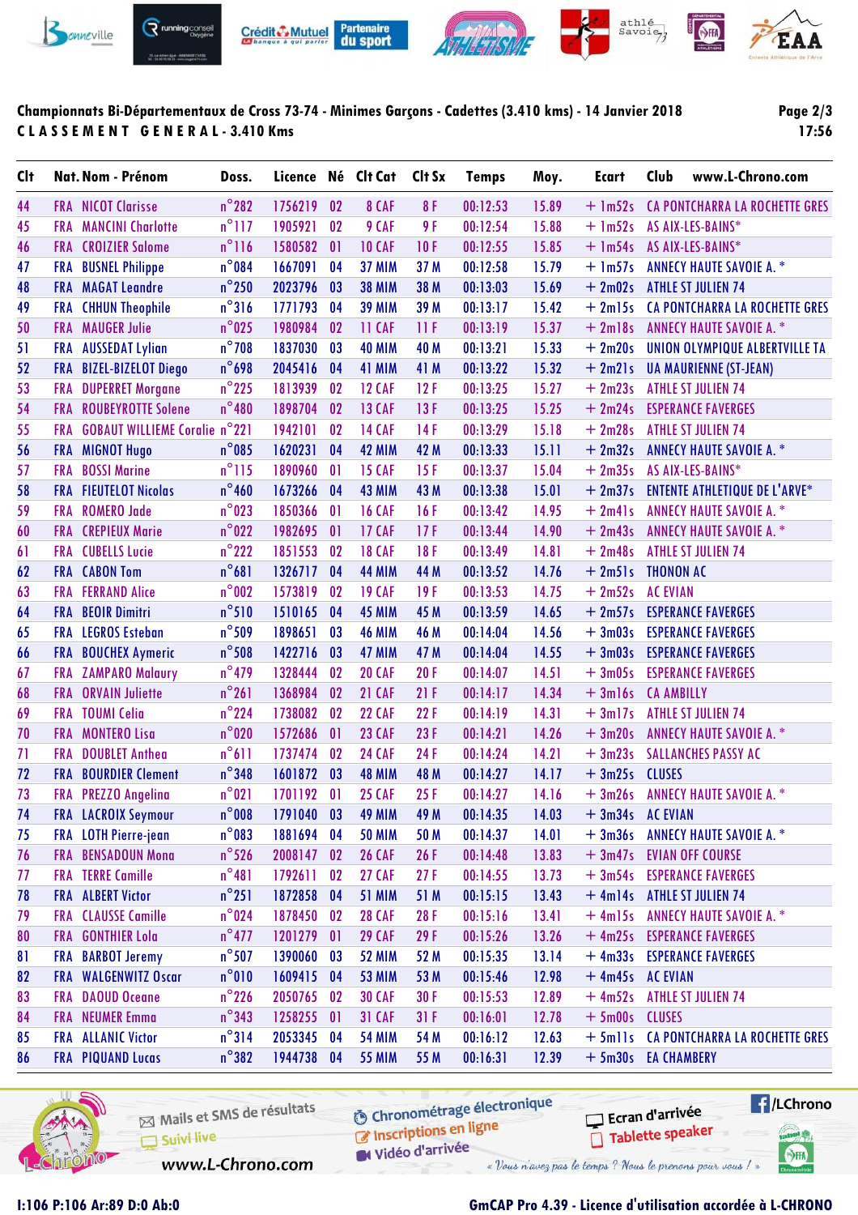# Championnats Bi-Départementaux de Cross 73-74 - Minimes Garçons - Cadettes (3.410 kms) - 14 Janvier 2018

## CLASSEMENT GENERAL - 3.410 Kms

| Clt | Nat. | Nom - Prénom | Doss. | Licence | Né | Clt Cat | Clt Sx | Temps | Moy. | Ecart | Club |
|---|---|---|---|---|---|---|---|---|---|---|---|
| 44 | FRA | NICOT Clarisse | n°282 | 1756219 | 02 | 8 CAF | 8 F | 00:12:53 | 15.89 | + 1m52s | CA PONTCHARRA LA ROCHETTE GRES |
| 45 | FRA | MANCINI Charlotte | n°117 | 1905921 | 02 | 9 CAF | 9 F | 00:12:54 | 15.88 | + 1m52s | AS AIX-LES-BAINS* |
| 46 | FRA | CROIZIER Salome | n°116 | 1580582 | 01 | 10 CAF | 10 F | 00:12:55 | 15.85 | + 1m54s | AS AIX-LES-BAINS* |
| 47 | FRA | BUSNEL Philippe | n°084 | 1667091 | 04 | 37 MIM | 37 M | 00:12:58 | 15.79 | + 1m57s | ANNECY HAUTE SAVOIE A. * |
| 48 | FRA | MAGAT Leandre | n°250 | 2023796 | 03 | 38 MIM | 38 M | 00:13:03 | 15.69 | + 2m02s | ATHLE ST JULIEN 74 |
| 49 | FRA | CHHUN Theophile | n°316 | 1771793 | 04 | 39 MIM | 39 M | 00:13:17 | 15.42 | + 2m15s | CA PONTCHARRA LA ROCHETTE GRES |
| 50 | FRA | MAUGER Julie | n°025 | 1980984 | 02 | 11 CAF | 11 F | 00:13:19 | 15.37 | + 2m18s | ANNECY HAUTE SAVOIE A. * |
| 51 | FRA | AUSSEDAT Lylian | n°708 | 1837030 | 03 | 40 MIM | 40 M | 00:13:21 | 15.33 | + 2m20s | UNION OLYMPIQUE ALBERTVILLE TA |
| 52 | FRA | BIZEL-BIZELOT Diego | n°698 | 2045416 | 04 | 41 MIM | 41 M | 00:13:22 | 15.32 | + 2m21s | UA MAURIENNE (ST-JEAN) |
| 53 | FRA | DUPERRET Morgane | n°225 | 1813939 | 02 | 12 CAF | 12 F | 00:13:25 | 15.27 | + 2m23s | ATHLE ST JULIEN 74 |
| 54 | FRA | ROUBEYROTTE Solene | n°480 | 1898704 | 02 | 13 CAF | 13 F | 00:13:25 | 15.25 | + 2m24s | ESPERANCE FAVERGES |
| 55 | FRA | GOBAUT WILLIEME Coralie | n°221 | 1942101 | 02 | 14 CAF | 14 F | 00:13:29 | 15.18 | + 2m28s | ATHLE ST JULIEN 74 |
| 56 | FRA | MIGNOT Hugo | n°085 | 1620231 | 04 | 42 MIM | 42 M | 00:13:33 | 15.11 | + 2m32s | ANNECY HAUTE SAVOIE A. * |
| 57 | FRA | BOSSI Marine | n°115 | 1890960 | 01 | 15 CAF | 15 F | 00:13:37 | 15.04 | + 2m35s | AS AIX-LES-BAINS* |
| 58 | FRA | FIEUTELOT Nicolas | n°460 | 1673266 | 04 | 43 MIM | 43 M | 00:13:38 | 15.01 | + 2m37s | ENTENTE ATHLETIQUE DE L'ARVE* |
| 59 | FRA | ROMERO Jade | n°023 | 1850366 | 01 | 16 CAF | 16 F | 00:13:42 | 14.95 | + 2m41s | ANNECY HAUTE SAVOIE A. * |
| 60 | FRA | CREPIEUX Marie | n°022 | 1982695 | 01 | 17 CAF | 17 F | 00:13:44 | 14.90 | + 2m43s | ANNECY HAUTE SAVOIE A. * |
| 61 | FRA | CUBELLS Lucie | n°222 | 1851553 | 02 | 18 CAF | 18 F | 00:13:49 | 14.81 | + 2m48s | ATHLE ST JULIEN 74 |
| 62 | FRA | CABON Tom | n°681 | 1326717 | 04 | 44 MIM | 44 M | 00:13:52 | 14.76 | + 2m51s | THONON AC |
| 63 | FRA | FERRAND Alice | n°002 | 1573819 | 02 | 19 CAF | 19 F | 00:13:53 | 14.75 | + 2m52s | AC EVIAN |
| 64 | FRA | BEOIR Dimitri | n°510 | 1510165 | 04 | 45 MIM | 45 M | 00:13:59 | 14.65 | + 2m57s | ESPERANCE FAVERGES |
| 65 | FRA | LEGROS Esteban | n°509 | 1898651 | 03 | 46 MIM | 46 M | 00:14:04 | 14.56 | + 3m03s | ESPERANCE FAVERGES |
| 66 | FRA | BOUCHEX Aymeric | n°508 | 1422716 | 03 | 47 MIM | 47 M | 00:14:04 | 14.55 | + 3m03s | ESPERANCE FAVERGES |
| 67 | FRA | ZAMPARO Malaury | n°479 | 1328444 | 02 | 20 CAF | 20 F | 00:14:07 | 14.51 | + 3m05s | ESPERANCE FAVERGES |
| 68 | FRA | ORVAIN Juliette | n°261 | 1368984 | 02 | 21 CAF | 21 F | 00:14:17 | 14.34 | + 3m16s | CA AMBILLY |
| 69 | FRA | TOUMI Celia | n°224 | 1738082 | 02 | 22 CAF | 22 F | 00:14:19 | 14.31 | + 3m17s | ATHLE ST JULIEN 74 |
| 70 | FRA | MONTERO Lisa | n°020 | 1572686 | 01 | 23 CAF | 23 F | 00:14:21 | 14.26 | + 3m20s | ANNECY HAUTE SAVOIE A. * |
| 71 | FRA | DOUBLET Anthea | n°611 | 1737474 | 02 | 24 CAF | 24 F | 00:14:24 | 14.21 | + 3m23s | SALLANCHES PASSY AC |
| 72 | FRA | BOURDIER Clement | n°348 | 1601872 | 03 | 48 MIM | 48 M | 00:14:27 | 14.17 | + 3m25s | CLUSES |
| 73 | FRA | PREZZO Angelina | n°021 | 1701192 | 01 | 25 CAF | 25 F | 00:14:27 | 14.16 | + 3m26s | ANNECY HAUTE SAVOIE A. * |
| 74 | FRA | LACROIX Seymour | n°008 | 1791040 | 03 | 49 MIM | 49 M | 00:14:35 | 14.03 | + 3m34s | AC EVIAN |
| 75 | FRA | LOTH Pierre-jean | n°083 | 1881694 | 04 | 50 MIM | 50 M | 00:14:37 | 14.01 | + 3m36s | ANNECY HAUTE SAVOIE A. * |
| 76 | FRA | BENSADOUN Mona | n°526 | 2008147 | 02 | 26 CAF | 26 F | 00:14:48 | 13.83 | + 3m47s | EVIAN OFF COURSE |
| 77 | FRA | TERRE Camille | n°481 | 1792611 | 02 | 27 CAF | 27 F | 00:14:55 | 13.73 | + 3m54s | ESPERANCE FAVERGES |
| 78 | FRA | ALBERT Victor | n°251 | 1872858 | 04 | 51 MIM | 51 M | 00:15:15 | 13.43 | + 4m14s | ATHLE ST JULIEN 74 |
| 79 | FRA | CLAUSSE Camille | n°024 | 1878450 | 02 | 28 CAF | 28 F | 00:15:16 | 13.41 | + 4m15s | ANNECY HAUTE SAVOIE A. * |
| 80 | FRA | GONTHIER Lola | n°477 | 1201279 | 01 | 29 CAF | 29 F | 00:15:26 | 13.26 | + 4m25s | ESPERANCE FAVERGES |
| 81 | FRA | BARBOT Jeremy | n°507 | 1390060 | 03 | 52 MIM | 52 M | 00:15:35 | 13.14 | + 4m33s | ESPERANCE FAVERGES |
| 82 | FRA | WALGENWITZ Oscar | n°010 | 1609415 | 04 | 53 MIM | 53 M | 00:15:46 | 12.98 | + 4m45s | AC EVIAN |
| 83 | FRA | DAOUD Oceane | n°226 | 2050765 | 02 | 30 CAF | 30 F | 00:15:53 | 12.89 | + 4m52s | ATHLE ST JULIEN 74 |
| 84 | FRA | NEUMER Emma | n°343 | 1258255 | 01 | 31 CAF | 31 F | 00:16:01 | 12.78 | + 5m00s | CLUSES |
| 85 | FRA | ALLANIC Victor | n°314 | 2053345 | 04 | 54 MIM | 54 M | 00:16:12 | 12.63 | + 5m11s | CA PONTCHARRA LA ROCHETTE GRES |
| 86 | FRA | PIQUAND Lucas | n°382 | 1944738 | 04 | 55 MIM | 55 M | 00:16:31 | 12.39 | + 5m30s | EA CHAMBERY |

I:106 P:106 Ar:89 D:0 Ab:0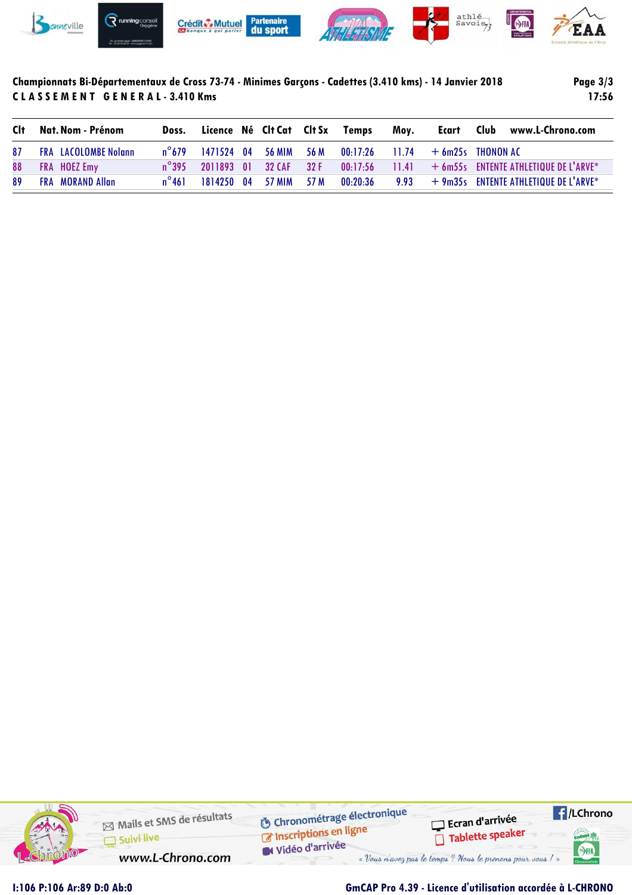Championnats Bi-Départementaux de Cross 73-74 - Minimes Garçons - Cadettes (3.410 kms) - 14 Janvier 2018

CLASSEMENT GENERAL - 3.410 Kms

| Clt | Nat. | Nom - Prénom | Doss. | Licence | Né | Clt Cat | Clt Sx | Temps | Moy. | Ecart | Club |
|---|---|---|---|---|---|---|---|---|---|---|---|
| 87 | FRA | LACOLOMBE Nolann | n°679 | 1471524 | 04 | 56 MIM | 56 M | 00:17:26 | 11.74 | + 6m25s | THONON AC |
| 88 | FRA | HOEZ Emy | n°395 | 2011893 | 01 | 32 CAF | 32 F | 00:17:56 | 11.41 | + 6m55s | ENTENTE ATHLETIQUE DE L'ARVE* |
| 89 | FRA | MORAND Allan | n°461 | 1814250 | 04 | 57 MIM | 57 M | 00:20:36 | 9.93 | + 9m35s | ENTENTE ATHLETIQUE DE L'ARVE* |

I:106 P:106 Ar:89 D:0 Ab:0

GmCAP Pro 4.39 - Licence d'utilisation accordée à L-CHRONO